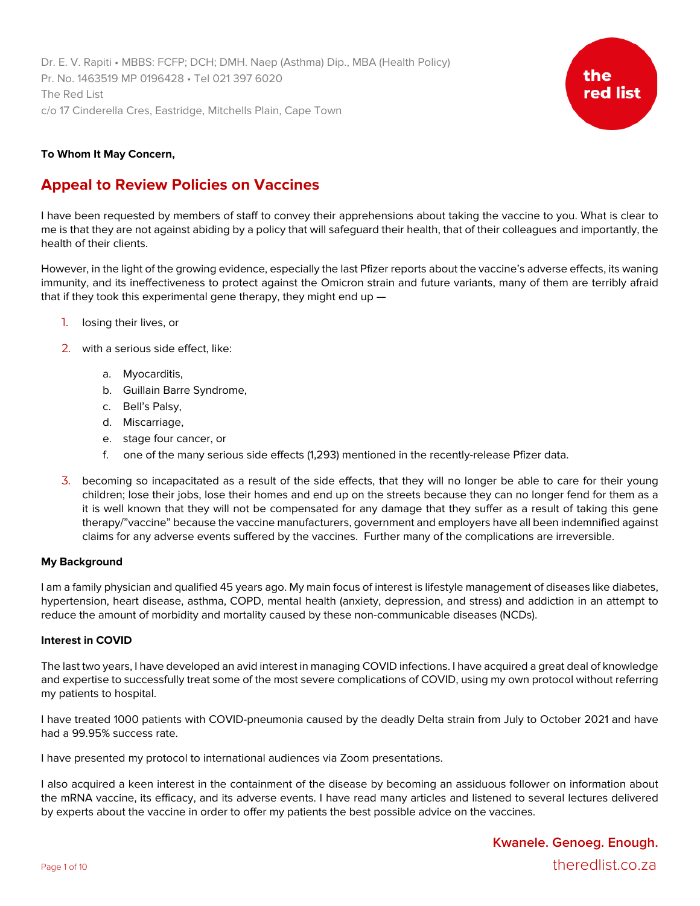Dr. E. V. Rapiti • MBBS: FCFP; DCH; DMH. Naep (Asthma) Dip., MBA (Health Policy)
Pr. No. 1463519 MP 0196428 • Tel 021 397 6020
The Red List
c/o 17 Cinderella Cres, Eastridge, Mitchells Plain, Cape Town

the red list

**To Whom It May Concern,**

# Appeal to Review Policies on Vaccines

I have been requested by members of staff to convey their apprehensions about taking the vaccine to you. What is clear to me is that they are not against abiding by a policy that will safeguard their health, that of their colleagues and importantly, the health of their clients.

However, in the light of the growing evidence, especially the last Pfizer reports about the vaccine's adverse effects, its waning immunity, and its ineffectiveness to protect against the Omicron strain and future variants, many of them are terribly afraid that if they took this experimental gene therapy, they might end up —

1. losing their lives, or
2. with a serious side effect, like:
   a. Myocarditis,
   b. Guillain Barre Syndrome,
   c. Bell's Palsy,
   d. Miscarriage,
   e. stage four cancer, or
   f. one of the many serious side effects (1,293) mentioned in the recently-release Pfizer data.
3. becoming so incapacitated as a result of the side effects, that they will no longer be able to care for their young children; lose their jobs, lose their homes and end up on the streets because they can no longer fend for them as a it is well known that they will not be compensated for any damage that they suffer as a result of taking this gene therapy/"vaccine" because the vaccine manufacturers, government and employers have all been indemnified against claims for any adverse events suffered by the vaccines. Further many of the complications are irreversible.

**My Background**

I am a family physician and qualified 45 years ago. My main focus of interest is lifestyle management of diseases like diabetes, hypertension, heart disease, asthma, COPD, mental health (anxiety, depression, and stress) and addiction in an attempt to reduce the amount of morbidity and mortality caused by these non-communicable diseases (NCDs).

**Interest in COVID**

The last two years, I have developed an avid interest in managing COVID infections. I have acquired a great deal of knowledge and expertise to successfully treat some of the most severe complications of COVID, using my own protocol without referring my patients to hospital.

I have treated 1000 patients with COVID-pneumonia caused by the deadly Delta strain from July to October 2021 and have had a 99.95% success rate.

I have presented my protocol to international audiences via Zoom presentations.

I also acquired a keen interest in the containment of the disease by becoming an assiduous follower on information about the mRNA vaccine, its efficacy, and its adverse events. I have read many articles and listened to several lectures delivered by experts about the vaccine in order to offer my patients the best possible advice on the vaccines.

**Kwanele. Genoeg. Enough.**
theredlist.co.za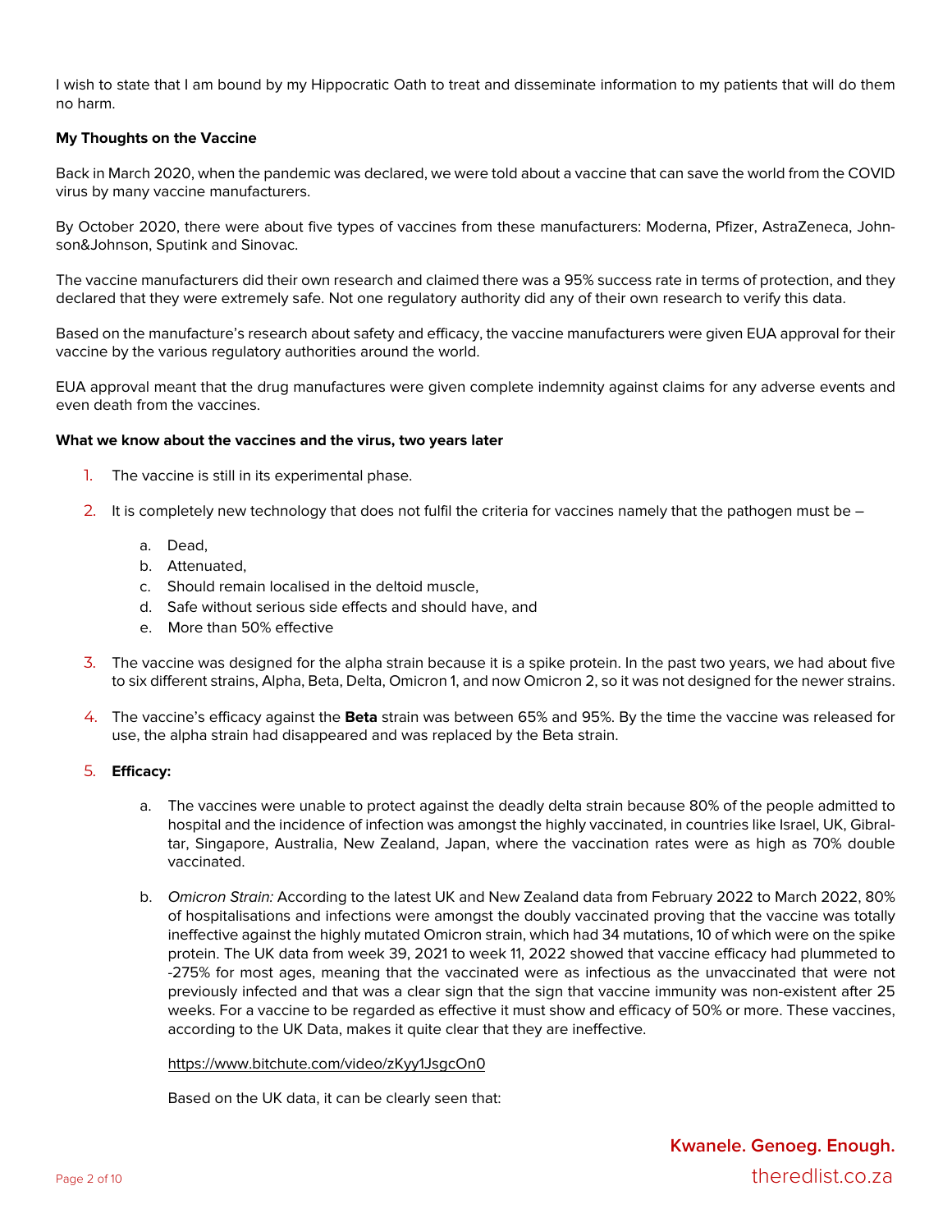I wish to state that I am bound by my Hippocratic Oath to treat and disseminate information to my patients that will do them no harm.

**My Thoughts on the Vaccine**

Back in March 2020, when the pandemic was declared, we were told about a vaccine that can save the world from the COVID virus by many vaccine manufacturers.

By October 2020, there were about five types of vaccines from these manufacturers: Moderna, Pfizer, AstraZeneca, Johnson&Johnson, Sputink and Sinovac.

The vaccine manufacturers did their own research and claimed there was a 95% success rate in terms of protection, and they declared that they were extremely safe. Not one regulatory authority did any of their own research to verify this data.

Based on the manufacture's research about safety and efficacy, the vaccine manufacturers were given EUA approval for their vaccine by the various regulatory authorities around the world.

EUA approval meant that the drug manufactures were given complete indemnity against claims for any adverse events and even death from the vaccines.

**What we know about the vaccines and the virus, two years later**

1. The vaccine is still in its experimental phase.
2. It is completely new technology that does not fulfil the criteria for vaccines namely that the pathogen must be –
   a. Dead,
   b. Attenuated,
   c. Should remain localised in the deltoid muscle,
   d. Safe without serious side effects and should have, and
   e. More than 50% effective
3. The vaccine was designed for the alpha strain because it is a spike protein. In the past two years, we had about five to six different strains, Alpha, Beta, Delta, Omicron 1, and now Omicron 2, so it was not designed for the newer strains.
4. The vaccine's efficacy against the **Beta** strain was between 65% and 95%. By the time the vaccine was released for use, the alpha strain had disappeared and was replaced by the Beta strain.
5. **Efficacy:**
   a. The vaccines were unable to protect against the deadly delta strain because 80% of the people admitted to hospital and the incidence of infection was amongst the highly vaccinated, in countries like Israel, UK, Gibraltar, Singapore, Australia, New Zealand, Japan, where the vaccination rates were as high as 70% double vaccinated.
   b. *Omicron Strain:* According to the latest UK and New Zealand data from February 2022 to March 2022, 80% of hospitalisations and infections were amongst the doubly vaccinated proving that the vaccine was totally ineffective against the highly mutated Omicron strain, which had 34 mutations, 10 of which were on the spike protein. The UK data from week 39, 2021 to week 11, 2022 showed that vaccine efficacy had plummeted to -275% for most ages, meaning that the vaccinated were as infectious as the unvaccinated that were not previously infected and that was a clear sign that the sign that vaccine immunity was non-existent after 25 weeks. For a vaccine to be regarded as effective it must show and efficacy of 50% or more. These vaccines, according to the UK Data, makes it quite clear that they are ineffective.

      https://www.bitchute.com/video/zKyy1JsgcOn0

      Based on the UK data, it can be clearly seen that: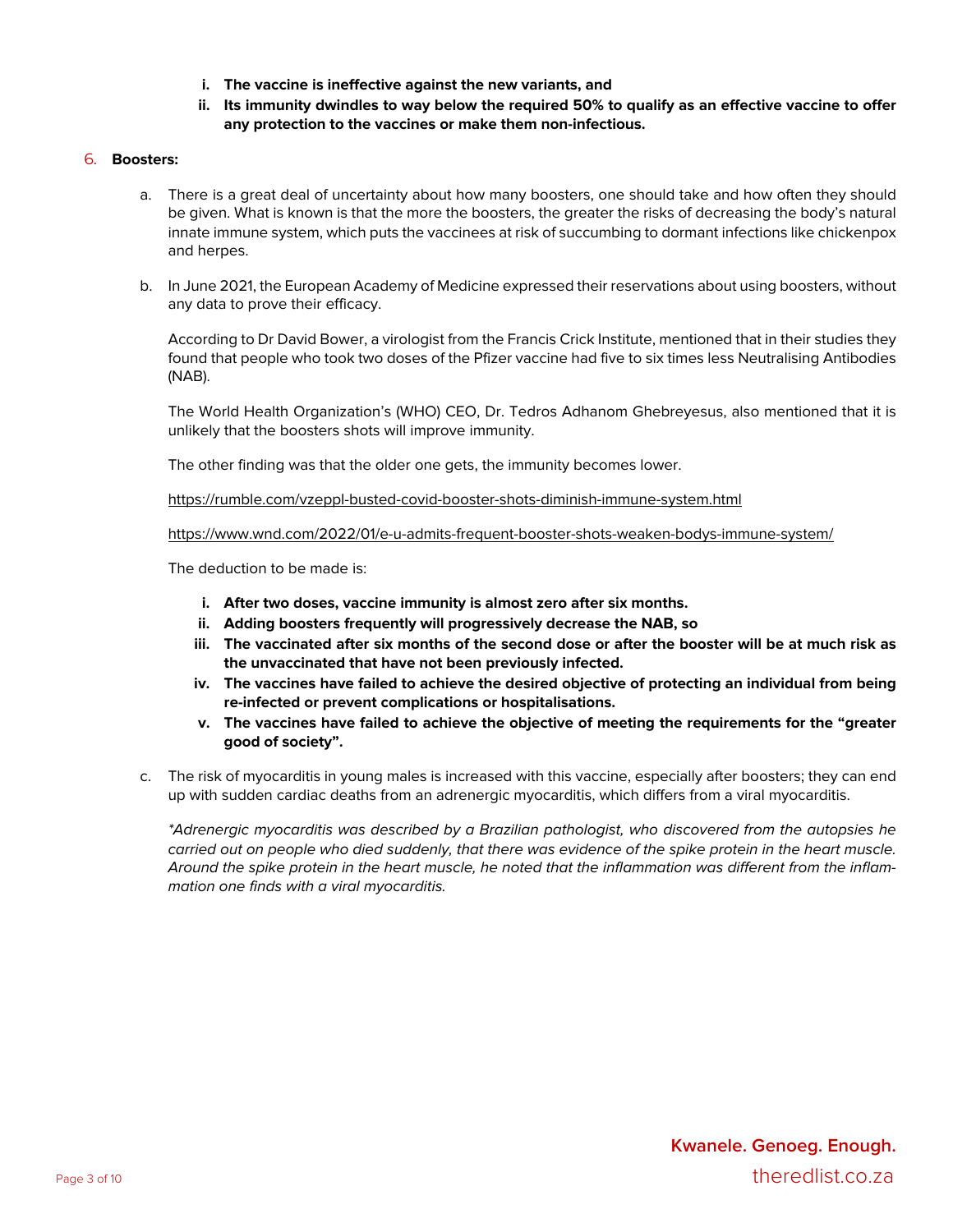i. **The vaccine is ineffective against the new variants, and**
ii. **Its immunity dwindles to way below the required 50% to qualify as an effective vaccine to offer any protection to the vaccines or make them non-infectious.**

6. **Boosters:**

a. There is a great deal of uncertainty about how many boosters, one should take and how often they should be given. What is known is that the more the boosters, the greater the risks of decreasing the body's natural innate immune system, which puts the vaccinees at risk of succumbing to dormant infections like chickenpox and herpes.

b. In June 2021, the European Academy of Medicine expressed their reservations about using boosters, without any data to prove their efficacy.

According to Dr David Bower, a virologist from the Francis Crick Institute, mentioned that in their studies they found that people who took two doses of the Pfizer vaccine had five to six times less Neutralising Antibodies (NAB).

The World Health Organization's (WHO) CEO, Dr. Tedros Adhanom Ghebreyesus, also mentioned that it is unlikely that the boosters shots will improve immunity.

The other finding was that the older one gets, the immunity becomes lower.

https://rumble.com/vzeppl-busted-covid-booster-shots-diminish-immune-system.html

https://www.wnd.com/2022/01/e-u-admits-frequent-booster-shots-weaken-bodys-immune-system/

The deduction to be made is:

i. **After two doses, vaccine immunity is almost zero after six months.**
ii. **Adding boosters frequently will progressively decrease the NAB, so**
iii. **The vaccinated after six months of the second dose or after the booster will be at much risk as the unvaccinated that have not been previously infected.**
iv. **The vaccines have failed to achieve the desired objective of protecting an individual from being re-infected or prevent complications or hospitalisations.**
v. **The vaccines have failed to achieve the objective of meeting the requirements for the "greater good of society".**

c. The risk of myocarditis in young males is increased with this vaccine, especially after boosters; they can end up with sudden cardiac deaths from an adrenergic myocarditis, which differs from a viral myocarditis.

*\*Adrenergic myocarditis was described by a Brazilian pathologist, who discovered from the autopsies he carried out on people who died suddenly, that there was evidence of the spike protein in the heart muscle. Around the spike protein in the heart muscle, he noted that the inflammation was different from the inflammation one finds with a viral myocarditis.*

**Kwanele. Genoeg. Enough.**
theredlist.co.za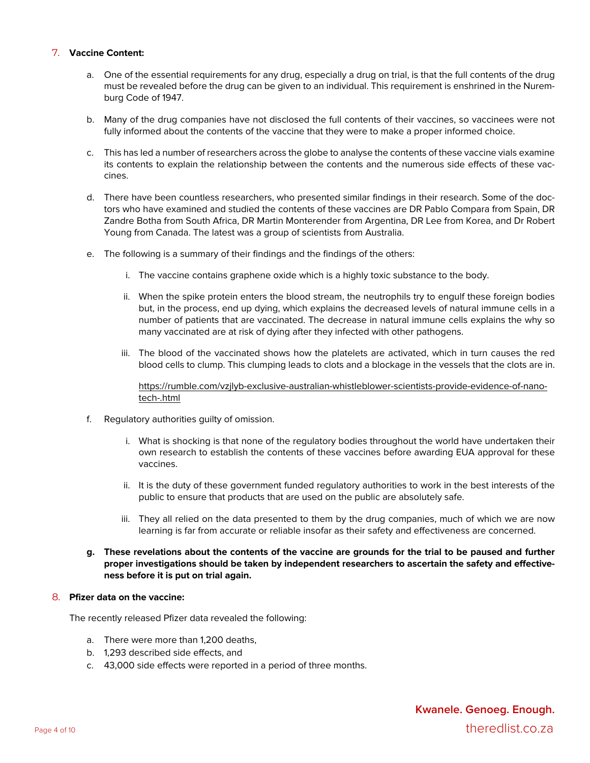7. **Vaccine Content:**

   a. One of the essential requirements for any drug, especially a drug on trial, is that the full contents of the drug must be revealed before the drug can be given to an individual. This requirement is enshrined in the Nuremburg Code of 1947.

   b. Many of the drug companies have not disclosed the full contents of their vaccines, so vaccinees were not fully informed about the contents of the vaccine that they were to make a proper informed choice.

   c. This has led a number of researchers across the globe to analyse the contents of these vaccine vials examine its contents to explain the relationship between the contents and the numerous side effects of these vaccines.

   d. There have been countless researchers, who presented similar findings in their research. Some of the doctors who have examined and studied the contents of these vaccines are DR Pablo Compara from Spain, DR Zandre Botha from South Africa, DR Martin Monterender from Argentina, DR Lee from Korea, and Dr Robert Young from Canada. The latest was a group of scientists from Australia.

   e. The following is a summary of their findings and the findings of the others:

      i. The vaccine contains graphene oxide which is a highly toxic substance to the body.

      ii. When the spike protein enters the blood stream, the neutrophils try to engulf these foreign bodies but, in the process, end up dying, which explains the decreased levels of natural immune cells in a number of patients that are vaccinated. The decrease in natural immune cells explains the why so many vaccinated are at risk of dying after they infected with other pathogens.

      iii. The blood of the vaccinated shows how the platelets are activated, which in turn causes the red blood cells to clump. This clumping leads to clots and a blockage in the vessels that the clots are in.

      https://rumble.com/vzjlyb-exclusive-australian-whistleblower-scientists-provide-evidence-of-nano-tech-.html

   f. Regulatory authorities guilty of omission.

      i. What is shocking is that none of the regulatory bodies throughout the world have undertaken their own research to establish the contents of these vaccines before awarding EUA approval for these vaccines.

      ii. It is the duty of these government funded regulatory authorities to work in the best interests of the public to ensure that products that are used on the public are absolutely safe.

      iii. They all relied on the data presented to them by the drug companies, much of which we are now learning is far from accurate or reliable insofar as their safety and effectiveness are concerned.

   **g. These revelations about the contents of the vaccine are grounds for the trial to be paused and further proper investigations should be taken by independent researchers to ascertain the safety and effectiveness before it is put on trial again.**

8. **Pfizer data on the vaccine:**

   The recently released Pfizer data revealed the following:

   a. There were more than 1,200 deaths,
   b. 1,293 described side effects, and
   c. 43,000 side effects were reported in a period of three months.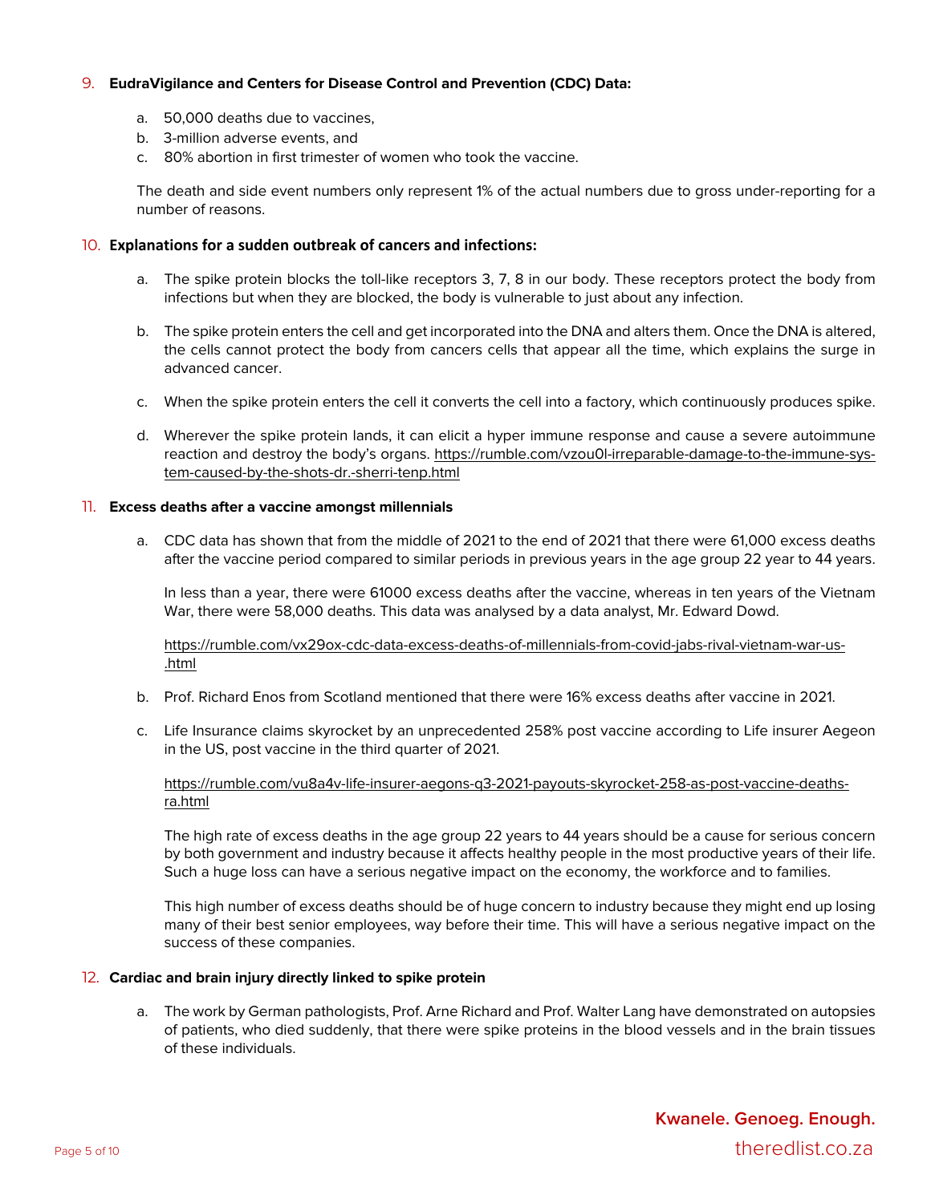9. **EudraVigilance and Centers for Disease Control and Prevention (CDC) Data:**

    a. 50,000 deaths due to vaccines,
    b. 3-million adverse events, and
    c. 80% abortion in first trimester of women who took the vaccine.

    The death and side event numbers only represent 1% of the actual numbers due to gross under-reporting for a number of reasons.

10. **Explanations for a sudden outbreak of cancers and infections:**

    a. The spike protein blocks the toll-like receptors 3, 7, 8 in our body. These receptors protect the body from infections but when they are blocked, the body is vulnerable to just about any infection.

    b. The spike protein enters the cell and get incorporated into the DNA and alters them. Once the DNA is altered, the cells cannot protect the body from cancers cells that appear all the time, which explains the surge in advanced cancer.

    c. When the spike protein enters the cell it converts the cell into a factory, which continuously produces spike.

    d. Wherever the spike protein lands, it can elicit a hyper immune response and cause a severe autoimmune reaction and destroy the body's organs. https://rumble.com/vzou0l-irreparable-damage-to-the-immune-system-caused-by-the-shots-dr.-sherri-tenp.html

11. **Excess deaths after a vaccine amongst millennials**

    a. CDC data has shown that from the middle of 2021 to the end of 2021 that there were 61,000 excess deaths after the vaccine period compared to similar periods in previous years in the age group 22 year to 44 years.

    In less than a year, there were 61000 excess deaths after the vaccine, whereas in ten years of the Vietnam War, there were 58,000 deaths. This data was analysed by a data analyst, Mr. Edward Dowd.

    https://rumble.com/vx29ox-cdc-data-excess-deaths-of-millennials-from-covid-jabs-rival-vietnam-war-us-.html

    b. Prof. Richard Enos from Scotland mentioned that there were 16% excess deaths after vaccine in 2021.

    c. Life Insurance claims skyrocket by an unprecedented 258% post vaccine according to Life insurer Aegeon in the US, post vaccine in the third quarter of 2021.

    https://rumble.com/vu8a4v-life-insurer-aegons-q3-2021-payouts-skyrocket-258-as-post-vaccine-deaths-ra.html

    The high rate of excess deaths in the age group 22 years to 44 years should be a cause for serious concern by both government and industry because it affects healthy people in the most productive years of their life. Such a huge loss can have a serious negative impact on the economy, the workforce and to families.

    This high number of excess deaths should be of huge concern to industry because they might end up losing many of their best senior employees, way before their time. This will have a serious negative impact on the success of these companies.

12. **Cardiac and brain injury directly linked to spike protein**

    a. The work by German pathologists, Prof. Arne Richard and Prof. Walter Lang have demonstrated on autopsies of patients, who died suddenly, that there were spike proteins in the blood vessels and in the brain tissues of these individuals.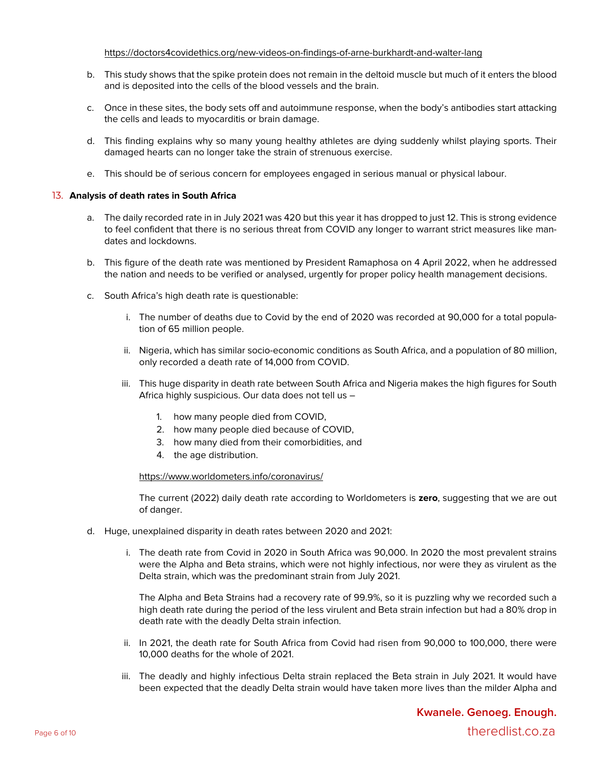https://doctors4covidethics.org/new-videos-on-findings-of-arne-burkhardt-and-walter-lang

b. This study shows that the spike protein does not remain in the deltoid muscle but much of it enters the blood and is deposited into the cells of the blood vessels and the brain.

c. Once in these sites, the body sets off and autoimmune response, when the body's antibodies start attacking the cells and leads to myocarditis or brain damage.

d. This finding explains why so many young healthy athletes are dying suddenly whilst playing sports. Their damaged hearts can no longer take the strain of strenuous exercise.

e. This should be of serious concern for employees engaged in serious manual or physical labour.

13. **Analysis of death rates in South Africa**

a. The daily recorded rate in in July 2021 was 420 but this year it has dropped to just 12. This is strong evidence to feel confident that there is no serious threat from COVID any longer to warrant strict measures like mandates and lockdowns.

b. This figure of the death rate was mentioned by President Ramaphosa on 4 April 2022, when he addressed the nation and needs to be verified or analysed, urgently for proper policy health management decisions.

c. South Africa's high death rate is questionable:

   i. The number of deaths due to Covid by the end of 2020 was recorded at 90,000 for a total population of 65 million people.

   ii. Nigeria, which has similar socio-economic conditions as South Africa, and a population of 80 million, only recorded a death rate of 14,000 from COVID.

   iii. This huge disparity in death rate between South Africa and Nigeria makes the high figures for South Africa highly suspicious. Our data does not tell us –

      1. how many people died from COVID,
      2. how many people died because of COVID,
      3. how many died from their comorbidities, and
      4. the age distribution.

   https://www.worldometers.info/coronavirus/

   The current (2022) daily death rate according to Worldometers is **zero**, suggesting that we are out of danger.

d. Huge, unexplained disparity in death rates between 2020 and 2021:

   i. The death rate from Covid in 2020 in South Africa was 90,000. In 2020 the most prevalent strains were the Alpha and Beta strains, which were not highly infectious, nor were they as virulent as the Delta strain, which was the predominant strain from July 2021.

   The Alpha and Beta Strains had a recovery rate of 99.9%, so it is puzzling why we recorded such a high death rate during the period of the less virulent and Beta strain infection but had a 80% drop in death rate with the deadly Delta strain infection.

   ii. In 2021, the death rate for South Africa from Covid had risen from 90,000 to 100,000, there were 10,000 deaths for the whole of 2021.

   iii. The deadly and highly infectious Delta strain replaced the Beta strain in July 2021. It would have been expected that the deadly Delta strain would have taken more lives than the milder Alpha and

**Kwanele. Genoeg. Enough.**

theredlist.co.za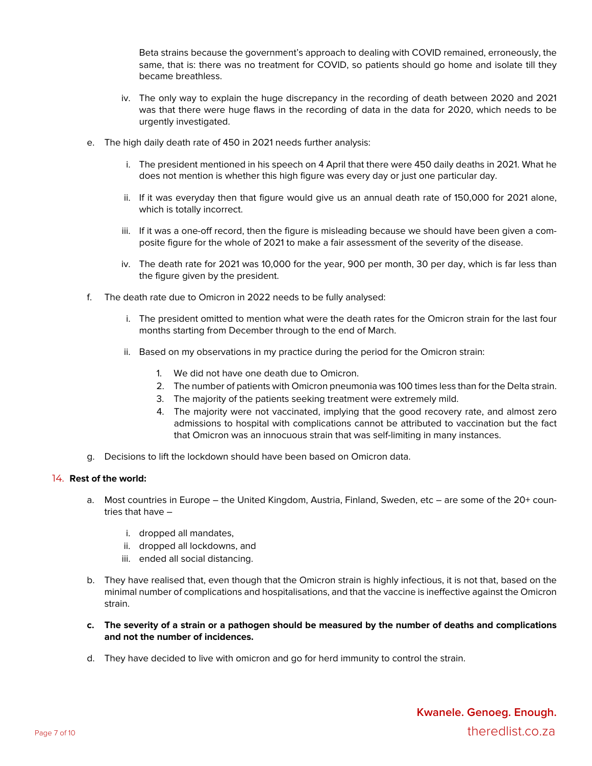Beta strains because the government's approach to dealing with COVID remained, erroneously, the same, that is: there was no treatment for COVID, so patients should go home and isolate till they became breathless.

iv. The only way to explain the huge discrepancy in the recording of death between 2020 and 2021 was that there were huge flaws in the recording of data in the data for 2020, which needs to be urgently investigated.

e. The high daily death rate of 450 in 2021 needs further analysis:

   i. The president mentioned in his speech on 4 April that there were 450 daily deaths in 2021. What he does not mention is whether this high figure was every day or just one particular day.

   ii. If it was everyday then that figure would give us an annual death rate of 150,000 for 2021 alone, which is totally incorrect.

   iii. If it was a one-off record, then the figure is misleading because we should have been given a composite figure for the whole of 2021 to make a fair assessment of the severity of the disease.

   iv. The death rate for 2021 was 10,000 for the year, 900 per month, 30 per day, which is far less than the figure given by the president.

f. The death rate due to Omicron in 2022 needs to be fully analysed:

   i. The president omitted to mention what were the death rates for the Omicron strain for the last four months starting from December through to the end of March.

   ii. Based on my observations in my practice during the period for the Omicron strain:

      1. We did not have one death due to Omicron.
      2. The number of patients with Omicron pneumonia was 100 times less than for the Delta strain.
      3. The majority of the patients seeking treatment were extremely mild.
      4. The majority were not vaccinated, implying that the good recovery rate, and almost zero admissions to hospital with complications cannot be attributed to vaccination but the fact that Omicron was an innocuous strain that was self-limiting in many instances.

g. Decisions to lift the lockdown should have been based on Omicron data.

14. **Rest of the world:**

a. Most countries in Europe – the United Kingdom, Austria, Finland, Sweden, etc – are some of the 20+ countries that have –

   i. dropped all mandates,
   ii. dropped all lockdowns, and
   iii. ended all social distancing.

b. They have realised that, even though that the Omicron strain is highly infectious, it is not that, based on the minimal number of complications and hospitalisations, and that the vaccine is ineffective against the Omicron strain.

**c. The severity of a strain or a pathogen should be measured by the number of deaths and complications and not the number of incidences.**

d. They have decided to live with omicron and go for herd immunity to control the strain.

**Kwanele. Genoeg. Enough.**

theredlist.co.za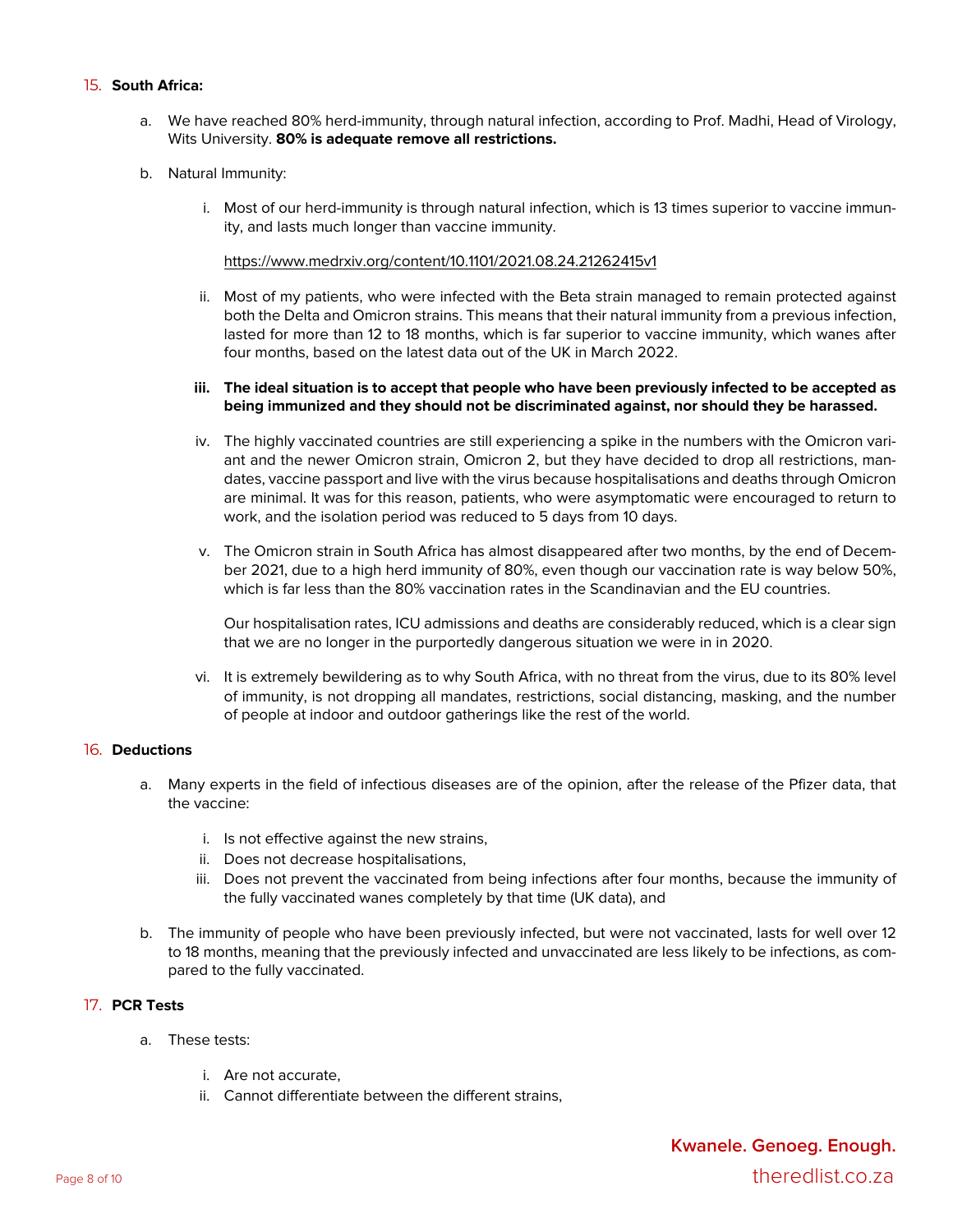15. **South Africa:**

    a. We have reached 80% herd-immunity, through natural infection, according to Prof. Madhi, Head of Virology, Wits University. **80% is adequate remove all restrictions.**

    b. Natural Immunity:

       i. Most of our herd-immunity is through natural infection, which is 13 times superior to vaccine immunity, and lasts much longer than vaccine immunity.

          https://www.medrxiv.org/content/10.1101/2021.08.24.21262415v1

       ii. Most of my patients, who were infected with the Beta strain managed to remain protected against both the Delta and Omicron strains. This means that their natural immunity from a previous infection, lasted for more than 12 to 18 months, which is far superior to vaccine immunity, which wanes after four months, based on the latest data out of the UK in March 2022.

       iii. **The ideal situation is to accept that people who have been previously infected to be accepted as being immunized and they should not be discriminated against, nor should they be harassed.**

       iv. The highly vaccinated countries are still experiencing a spike in the numbers with the Omicron variant and the newer Omicron strain, Omicron 2, but they have decided to drop all restrictions, mandates, vaccine passport and live with the virus because hospitalisations and deaths through Omicron are minimal. It was for this reason, patients, who were asymptomatic were encouraged to return to work, and the isolation period was reduced to 5 days from 10 days.

       v. The Omicron strain in South Africa has almost disappeared after two months, by the end of December 2021, due to a high herd immunity of 80%, even though our vaccination rate is way below 50%, which is far less than the 80% vaccination rates in the Scandinavian and the EU countries.

          Our hospitalisation rates, ICU admissions and deaths are considerably reduced, which is a clear sign that we are no longer in the purportedly dangerous situation we were in in 2020.

       vi. It is extremely bewildering as to why South Africa, with no threat from the virus, due to its 80% level of immunity, is not dropping all mandates, restrictions, social distancing, masking, and the number of people at indoor and outdoor gatherings like the rest of the world.

16. **Deductions**

    a. Many experts in the field of infectious diseases are of the opinion, after the release of the Pfizer data, that the vaccine:

       i. Is not effective against the new strains,
       ii. Does not decrease hospitalisations,
       iii. Does not prevent the vaccinated from being infections after four months, because the immunity of the fully vaccinated wanes completely by that time (UK data), and

    b. The immunity of people who have been previously infected, but were not vaccinated, lasts for well over 12 to 18 months, meaning that the previously infected and unvaccinated are less likely to be infections, as compared to the fully vaccinated.

17. **PCR Tests**

    a. These tests:

       i. Are not accurate,
       ii. Cannot differentiate between the different strains,

**Kwanele. Genoeg. Enough.**
theredlist.co.za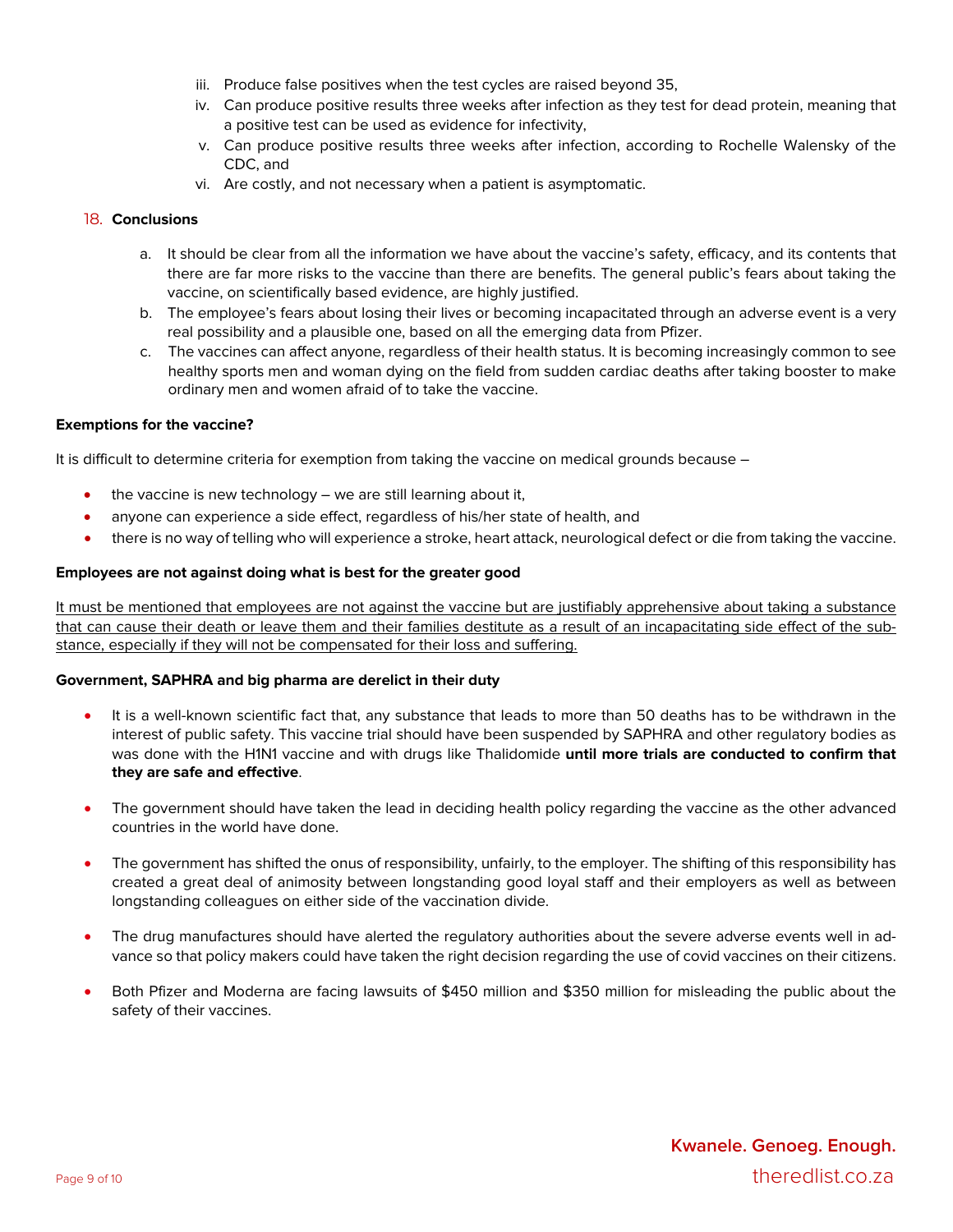iii. Produce false positives when the test cycles are raised beyond 35,
iv. Can produce positive results three weeks after infection as they test for dead protein, meaning that a positive test can be used as evidence for infectivity,
v. Can produce positive results three weeks after infection, according to Rochelle Walensky of the CDC, and
vi. Are costly, and not necessary when a patient is asymptomatic.

18. **Conclusions**

a. It should be clear from all the information we have about the vaccine's safety, efficacy, and its contents that there are far more risks to the vaccine than there are benefits. The general public's fears about taking the vaccine, on scientifically based evidence, are highly justified.
b. The employee's fears about losing their lives or becoming incapacitated through an adverse event is a very real possibility and a plausible one, based on all the emerging data from Pfizer.
c. The vaccines can affect anyone, regardless of their health status. It is becoming increasingly common to see healthy sports men and woman dying on the field from sudden cardiac deaths after taking booster to make ordinary men and women afraid of to take the vaccine.

**Exemptions for the vaccine?**

It is difficult to determine criteria for exemption from taking the vaccine on medical grounds because –

- the vaccine is new technology – we are still learning about it,
- anyone can experience a side effect, regardless of his/her state of health, and
- there is no way of telling who will experience a stroke, heart attack, neurological defect or die from taking the vaccine.

**Employees are not against doing what is best for the greater good**

<u>It must be mentioned that employees are not against the vaccine but are justifiably apprehensive about taking a substance that can cause their death or leave them and their families destitute as a result of an incapacitating side effect of the substance, especially if they will not be compensated for their loss and suffering.</u>

**Government, SAPHRA and big pharma are derelict in their duty**

- It is a well-known scientific fact that, any substance that leads to more than 50 deaths has to be withdrawn in the interest of public safety. This vaccine trial should have been suspended by SAPHRA and other regulatory bodies as was done with the H1N1 vaccine and with drugs like Thalidomide **until more trials are conducted to confirm that they are safe and effective**.

- The government should have taken the lead in deciding health policy regarding the vaccine as the other advanced countries in the world have done.

- The government has shifted the onus of responsibility, unfairly, to the employer. The shifting of this responsibility has created a great deal of animosity between longstanding good loyal staff and their employers as well as between longstanding colleagues on either side of the vaccination divide.

- The drug manufactures should have alerted the regulatory authorities about the severe adverse events well in advance so that policy makers could have taken the right decision regarding the use of covid vaccines on their citizens.

- Both Pfizer and Moderna are facing lawsuits of $450 million and $350 million for misleading the public about the safety of their vaccines.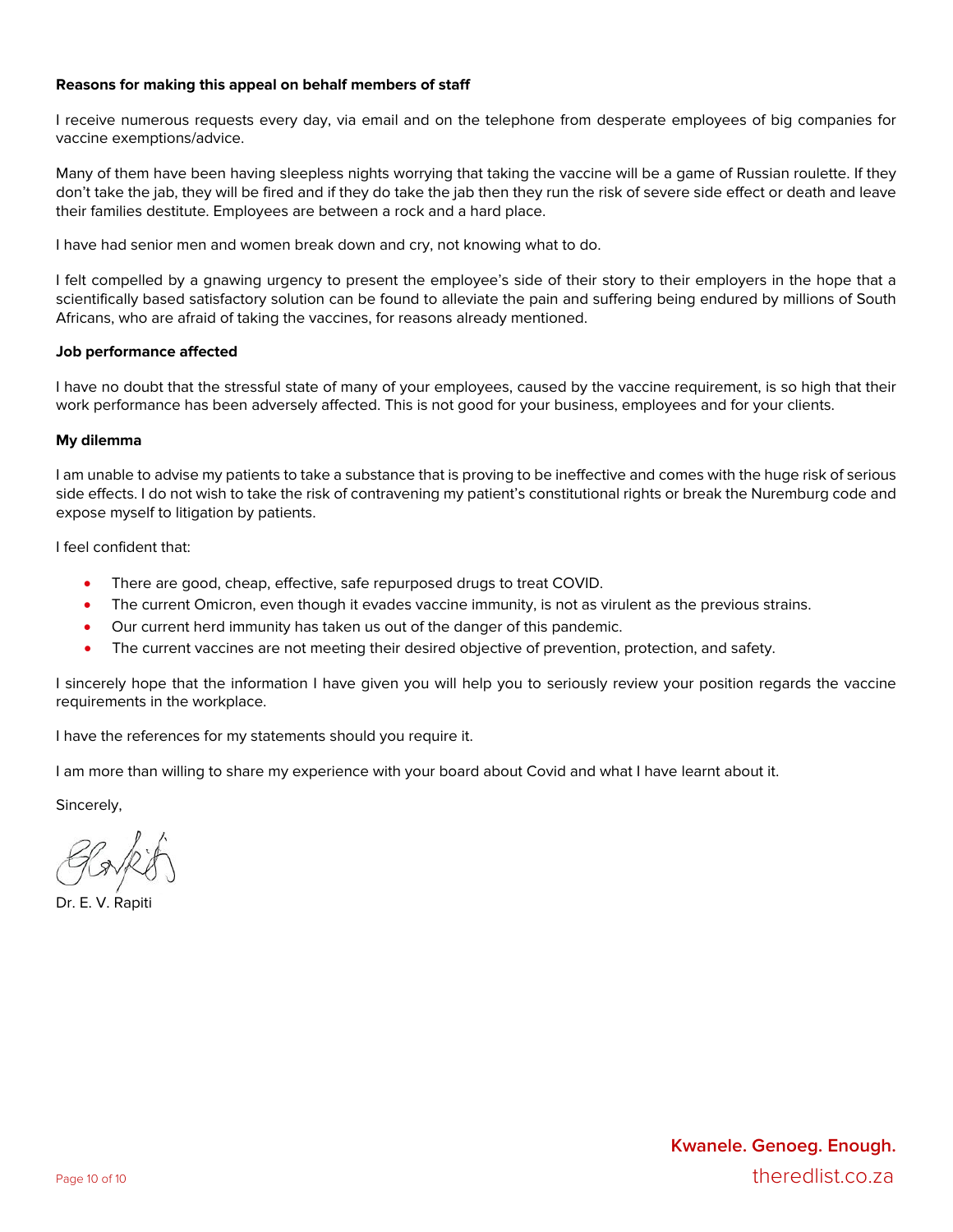**Reasons for making this appeal on behalf members of staff**

I receive numerous requests every day, via email and on the telephone from desperate employees of big companies for vaccine exemptions/advice.

Many of them have been having sleepless nights worrying that taking the vaccine will be a game of Russian roulette. If they don't take the jab, they will be fired and if they do take the jab then they run the risk of severe side effect or death and leave their families destitute. Employees are between a rock and a hard place.

I have had senior men and women break down and cry, not knowing what to do.

I felt compelled by a gnawing urgency to present the employee's side of their story to their employers in the hope that a scientifically based satisfactory solution can be found to alleviate the pain and suffering being endured by millions of South Africans, who are afraid of taking the vaccines, for reasons already mentioned.

**Job performance affected**

I have no doubt that the stressful state of many of your employees, caused by the vaccine requirement, is so high that their work performance has been adversely affected. This is not good for your business, employees and for your clients.

**My dilemma**

I am unable to advise my patients to take a substance that is proving to be ineffective and comes with the huge risk of serious side effects. I do not wish to take the risk of contravening my patient's constitutional rights or break the Nuremburg code and expose myself to litigation by patients.

I feel confident that:

- There are good, cheap, effective, safe repurposed drugs to treat COVID.
- The current Omicron, even though it evades vaccine immunity, is not as virulent as the previous strains.
- Our current herd immunity has taken us out of the danger of this pandemic.
- The current vaccines are not meeting their desired objective of prevention, protection, and safety.

I sincerely hope that the information I have given you will help you to seriously review your position regards the vaccine requirements in the workplace.

I have the references for my statements should you require it.

I am more than willing to share my experience with your board about Covid and what I have learnt about it.

Sincerely,

Dr. E. V. Rapiti

**Kwanele. Genoeg. Enough.**

theredlist.co.za